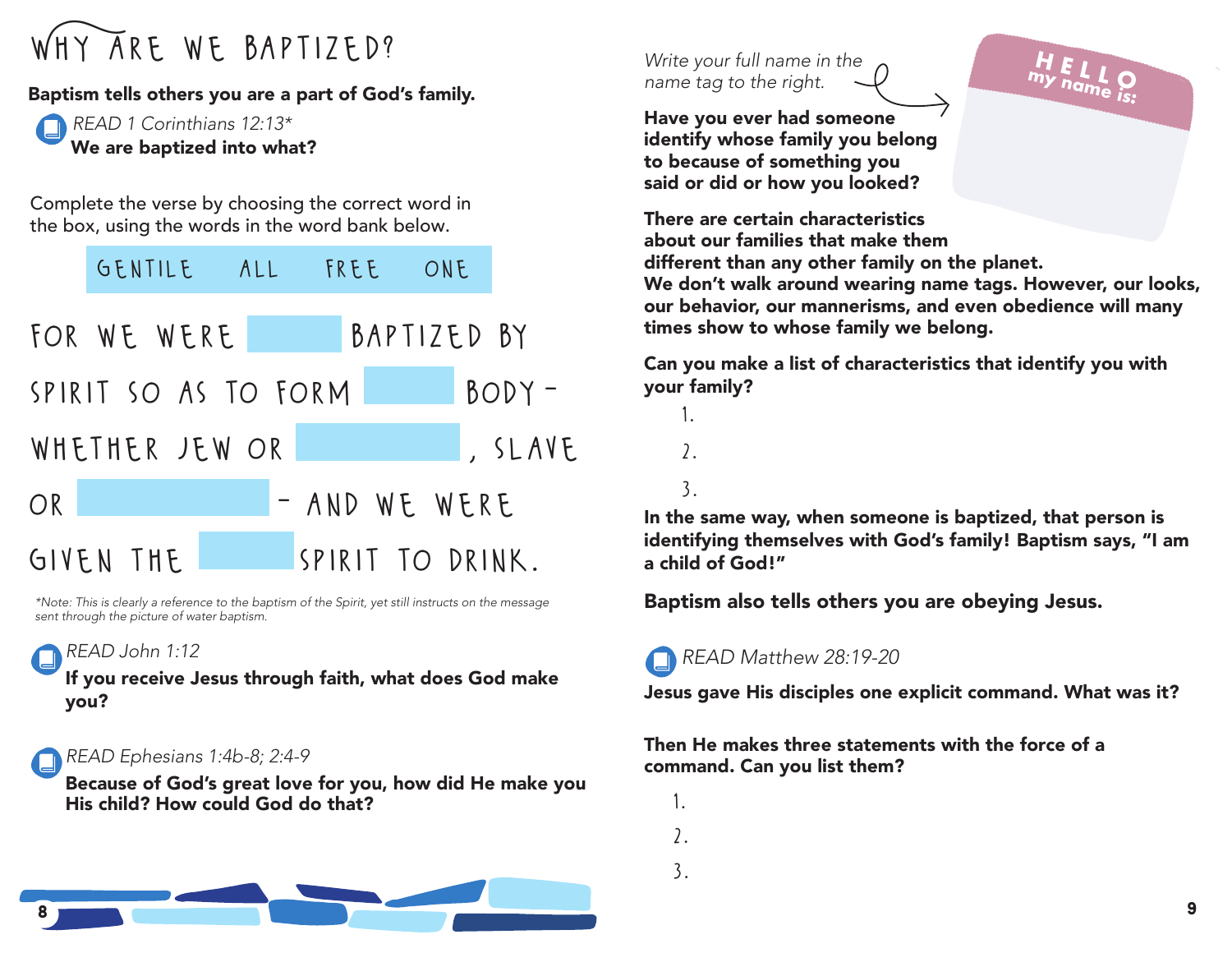# WHY ARE WE BAPTIZED?

**Baptism tells others you are a part of God's family.**

*READ 1 Corinthians 12:13**

**We are baptized into what?**

Complete the verse by choosing the correct word in the box, using the words in the word bank below.

GENTILE ALL FREE ONE

FOR WE WERE ______ BAPTIZED BY SPIRIT SO AS TO FORM ______ BODY – WHETHER JEW OR ______, SLAVE OR ______ – AND WE WERE GIVEN THE ______ SPIRIT TO DRINK.

*Note: This is clearly a reference to the baptism of the Spirit, yet still instructs on the message sent through the picture of water baptism.*

*READ John 1:12*

**If you receive Jesus through faith, what does God make you?**

*READ Ephesians 1:4b-8; 2:4-9*

**Because of God's great love for you, how did He make you His child? How could God do that?**

*Write your full name in the name tag to the right.*

HELLO my name is:

**Have you ever had someone identify whose family you belong to because of something you said or did or how you looked?**

**There are certain characteristics about our families that make them different than any other family on the planet. We don't walk around wearing name tags. However, our looks, our behavior, our mannerisms, and even obedience will many times show to whose family we belong.**

**Can you make a list of characteristics that identify you with your family?**

1.
2.
3.

**In the same way, when someone is baptized, that person is identifying themselves with God's family! Baptism says, "I am a child of God!"**

**Baptism also tells others you are obeying Jesus.**

*READ Matthew 28:19-20*

**Jesus gave His disciples one explicit command. What was it?**

**Then He makes three statements with the force of a command. Can you list them?**

1.
2.
3.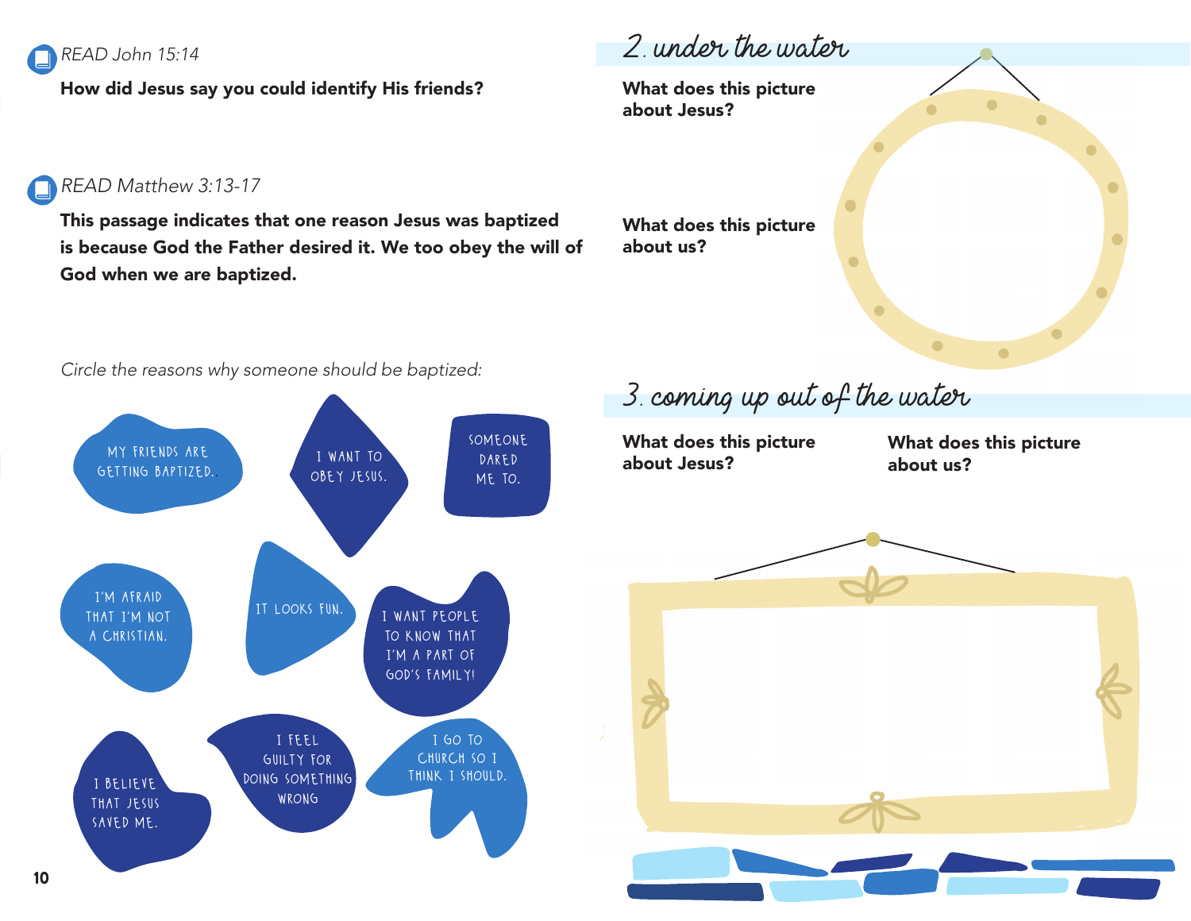*READ John 15:14*

**How did Jesus say you could identify His friends?**

*READ Matthew 3:13-17*

**This passage indicates that one reason Jesus was baptized is because God the Father desired it. We too obey the will of God when we are baptized.**

*Circle the reasons why someone should be baptized:*

- MY FRIENDS ARE GETTING BAPTIZED.
- I WANT TO OBEY JESUS.
- SOMEONE DARED ME TO.
- I'M AFRAID THAT I'M NOT A CHRISTIAN.
- IT LOOKS FUN.
- I WANT PEOPLE TO KNOW THAT I'M A PART OF GOD'S FAMILY!
- I BELIEVE THAT JESUS SAVED ME.
- I FEEL GUILTY FOR DOING SOMETHING WRONG
- I GO TO CHURCH SO I THINK I SHOULD.

## 2. under the water

**What does this picture about Jesus?**

**What does this picture about us?**

## 3. coming up out of the water

**What does this picture about Jesus?**

**What does this picture about us?**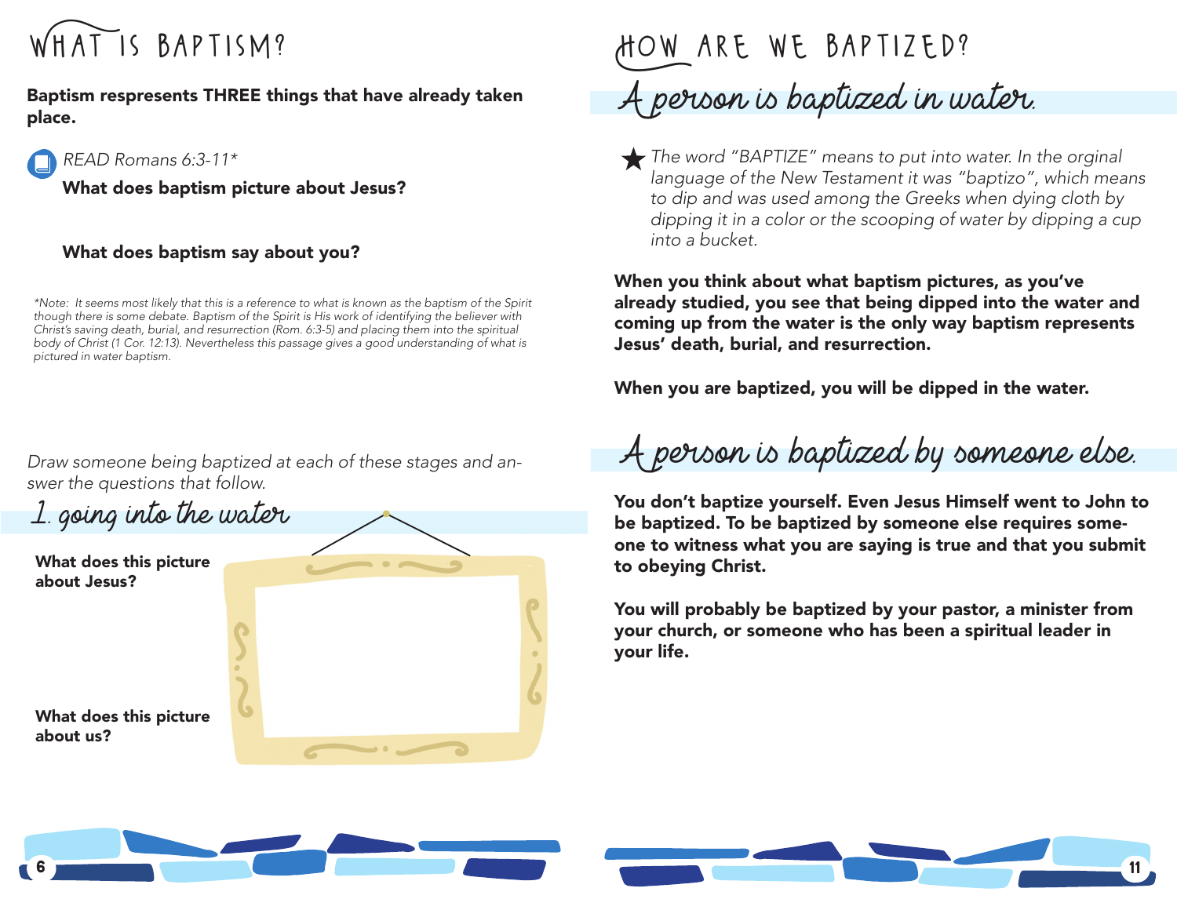# WHAT IS BAPTISM?

**Baptism respresents THREE things that have already taken place.**

*READ Romans 6:3-11**

**What does baptism picture about Jesus?**

**What does baptism say about you?**

**Note: It seems most likely that this is a reference to what is known as the baptism of the Spirit though there is some debate. Baptism of the Spirit is His work of identifying the believer with Christ's saving death, burial, and resurrection (Rom. 6:3-5) and placing them into the spiritual body of Christ (1 Cor. 12:13). Nevertheless this passage gives a good understanding of what is pictured in water baptism.*

*Draw someone being baptized at each of these stages and answer the questions that follow.*

## 1. going into the water

**What does this picture about Jesus?**

**What does this picture about us?**

# HOW ARE WE BAPTIZED?

## A person is baptized in water.

★ *The word "BAPTIZE" means to put into water. In the orginal language of the New Testament it was "baptizo", which means to dip and was used among the Greeks when dying cloth by dipping it in a color or the scooping of water by dipping a cup into a bucket.*

**When you think about what baptism pictures, as you've already studied, you see that being dipped into the water and coming up from the water is the only way baptism represents Jesus' death, burial, and resurrection.**

**When you are baptized, you will be dipped in the water.**

## A person is baptized by someone else.

**You don't baptize yourself. Even Jesus Himself went to John to be baptized. To be baptized by someone else requires someone to witness what you are saying is true and that you submit to obeying Christ.**

**You will probably be baptized by your pastor, a minister from your church, or someone who has been a spiritual leader in your life.**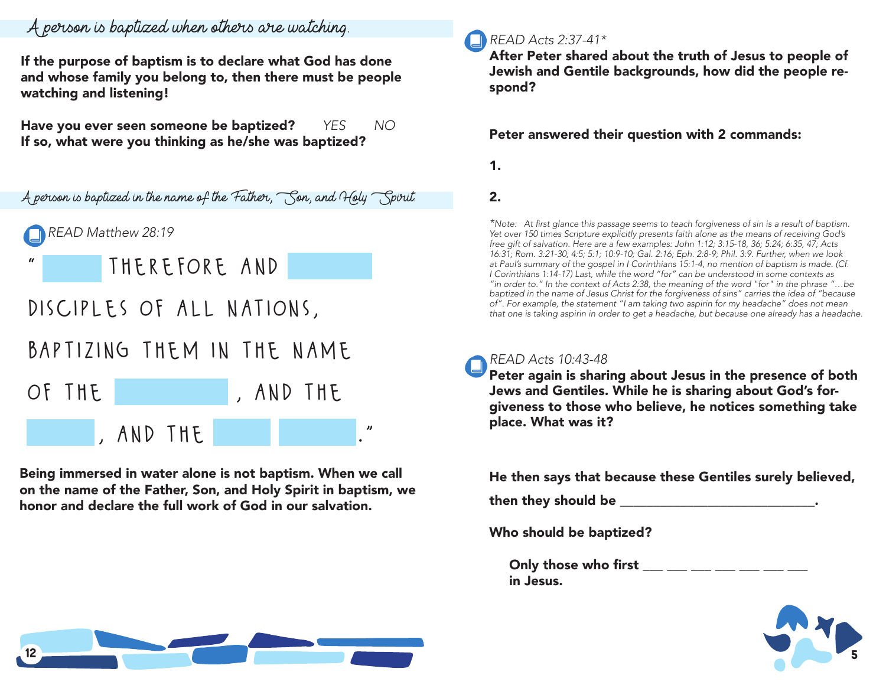## A person is baptized when others are watching.

**If the purpose of baptism is to declare what God has done and whose family you belong to, then there must be people watching and listening!**

**Have you ever seen someone be baptized?** *YES* *NO*
**If so, what were you thinking as he/she was baptized?**

## A person is baptized in the name of the Father, Son, and Holy Spirit.

*READ Matthew 28:19*

"________ THEREFORE AND ________ DISCIPLES OF ALL NATIONS, BAPTIZING THEM IN THE NAME OF THE ________, AND THE ________, AND THE ________ ________."

**Being immersed in water alone is not baptism. When we call on the name of the Father, Son, and Holy Spirit in baptism, we honor and declare the full work of God in our salvation.**

*READ Acts 2:37-41**

**After Peter shared about the truth of Jesus to people of Jewish and Gentile backgrounds, how did the people respond?**

**Peter answered their question with 2 commands:**

**1.**

**2.**

*\*Note: At first glance this passage seems to teach forgiveness of sin is a result of baptism. Yet over 150 times Scripture explicitly presents faith alone as the means of receiving God's free gift of salvation. Here are a few examples: John 1:12; 3:15-18, 36; 5:24; 6:35, 47; Acts 16:31; Rom. 3:21-30; 4:5; 5:1; 10:9-10; Gal. 2:16; Eph. 2:8-9; Phil. 3:9. Further, when we look at Paul's summary of the gospel in I Corinthians 15:1-4, no mention of baptism is made. (Cf. I Corinthians 1:14-17) Last, while the word "for" can be understood in some contexts as "in order to." In the context of Acts 2:38, the meaning of the word "for" in the phrase "…be baptized in the name of Jesus Christ for the forgiveness of sins" carries the idea of "because of". For example, the statement "I am taking two aspirin for my headache" does not mean that one is taking aspirin in order to get a headache, but because one already has a headache.*

*READ Acts 10:43-48*

**Peter again is sharing about Jesus in the presence of both Jews and Gentiles. While he is sharing about God's forgiveness to those who believe, he notices something take place. What was it?**

**He then says that because these Gentiles surely believed, then they should be ____________________________.**

**Who should be baptized?**

**Only those who first ___ ___ ___ ___ ___ ___ ___ in Jesus.**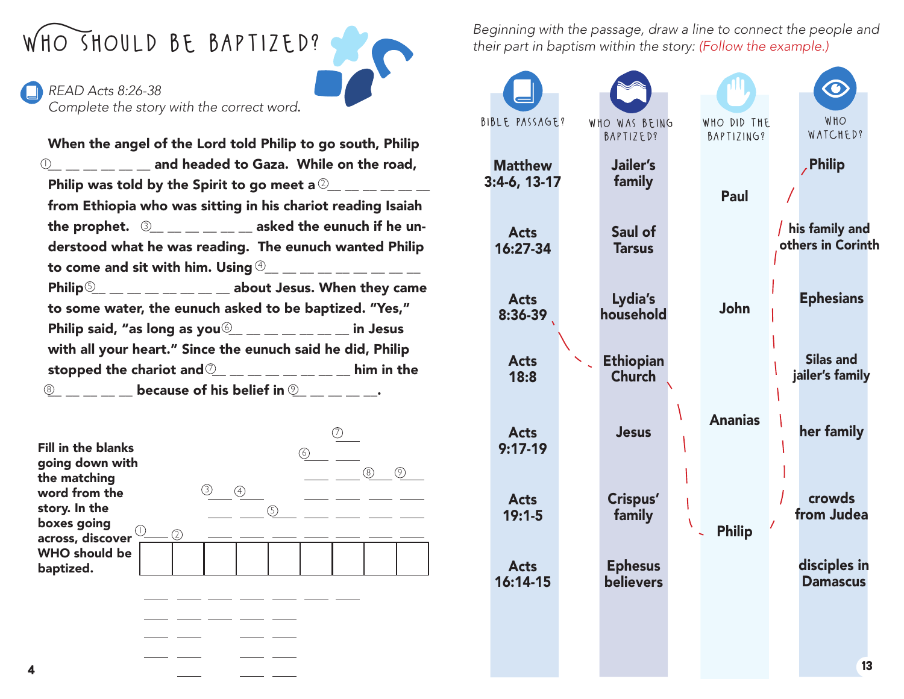# WHO SHOULD BE BAPTIZED?

*READ Acts 8:26-38*
*Complete the story with the correct word.*

**When the angel of the Lord told Philip to go south, Philip ① __ __ __ __ __ __ __ and headed to Gaza. While on the road, Philip was told by the Spirit to go meet a ② __ __ __ __ __ __ __ from Ethiopia who was sitting in his chariot reading Isaiah the prophet. ③ __ __ __ __ __ __ __ asked the eunuch if he understood what he was reading. The eunuch wanted Philip to come and sit with him. Using ④ __ __ __ __ __ __ __ __ __ __ Philip ⑤ __ __ __ __ __ __ __ __ __ about Jesus. When they came to some water, the eunuch asked to be baptized. "Yes," Philip said, "as long as you ⑥ __ __ __ __ __ __ __ __ in Jesus with all your heart." Since the eunuch said he did, Philip stopped the chariot and ⑦ __ __ __ __ __ __ __ __ __ him in the ⑧ __ __ __ __ __ because of his belief in ⑨ __ __ __ __ __.**

**Fill in the blanks going down with the matching word from the story. In the boxes going across, discover WHO should be baptized.**

*Beginning with the passage, draw a line to connect the people and their part in baptism within the story: (Follow the example.)*

| BIBLE PASSAGE? | WHO WAS BEING BAPTIZED? | WHO DID THE BAPTIZING? | WHO WATCHED? |
|---|---|---|---|
| Matthew 3:4-6, 13-17 | Jailer's family | Paul | Philip |
| Acts 16:27-34 | Saul of Tarsus | | his family and others in Corinth |
| Acts 8:36-39 | Lydia's household | John | Ephesians |
| Acts 18:8 | Ethiopian Church | | Silas and jailer's family |
| Acts 9:17-19 | Jesus | Ananias | her family |
| Acts 19:1-5 | Crispus' family | Philip | crowds from Judea |
| Acts 16:14-15 | Ephesus believers | | disciples in Damascus |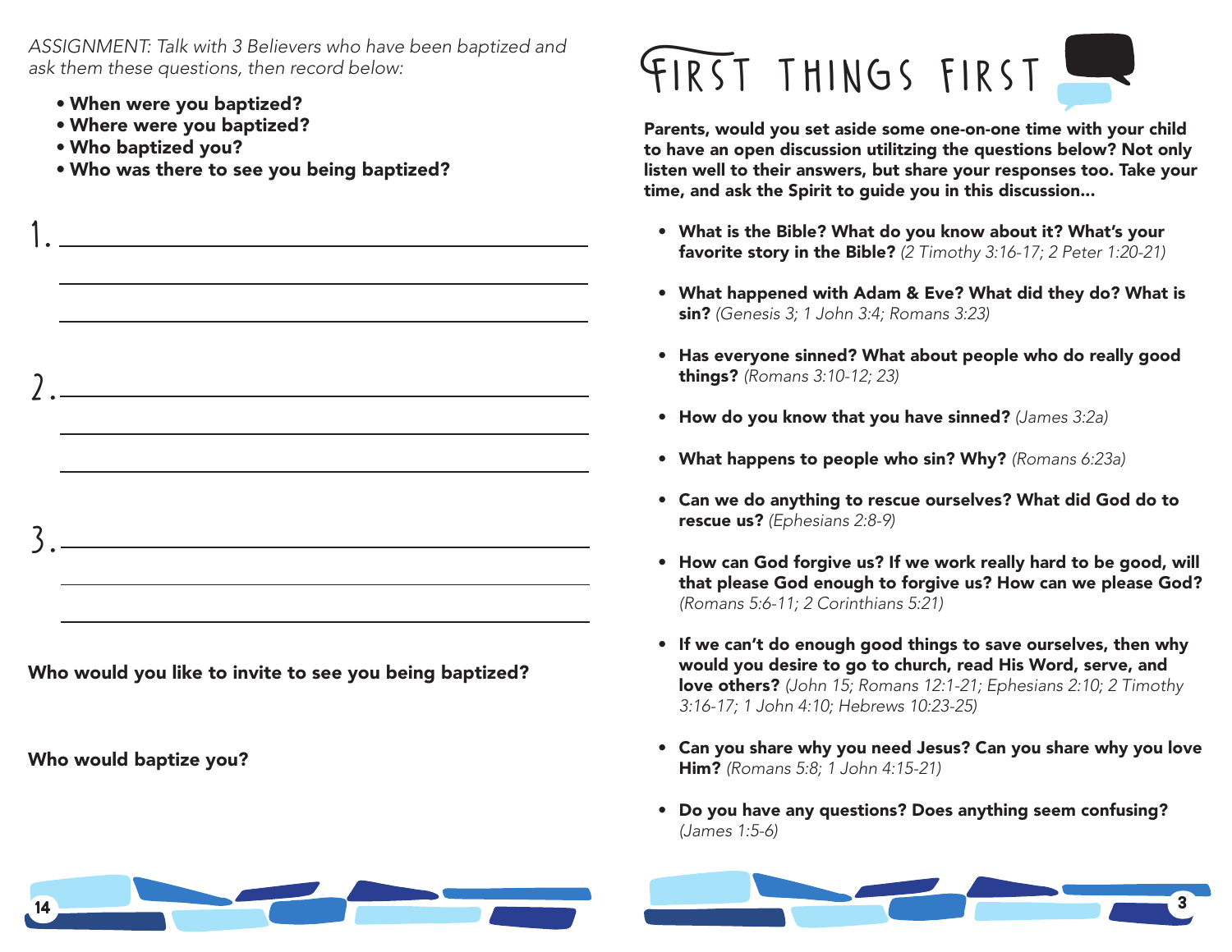*ASSIGNMENT: Talk with 3 Believers who have been baptized and ask them these questions, then record below:*

- **When were you baptized?**
- **Where were you baptized?**
- **Who baptized you?**
- **Who was there to see you being baptized?**

1. \_\_\_\_\_\_\_\_\_\_\_\_\_\_\_\_\_\_\_\_\_\_\_\_\_\_\_\_\_\_\_\_\_\_\_\_\_\_\_\_

2. \_\_\_\_\_\_\_\_\_\_\_\_\_\_\_\_\_\_\_\_\_\_\_\_\_\_\_\_\_\_\_\_\_\_\_\_\_\_\_\_

3. \_\_\_\_\_\_\_\_\_\_\_\_\_\_\_\_\_\_\_\_\_\_\_\_\_\_\_\_\_\_\_\_\_\_\_\_\_\_\_\_

**Who would you like to invite to see you being baptized?**

**Who would baptize you?**

# FIRST THINGS FIRST

**Parents, would you set aside some one-on-one time with your child to have an open discussion utilitzing the questions below? Not only listen well to their answers, but share your responses too. Take your time, and ask the Spirit to guide you in this discussion...**

- **What is the Bible? What do you know about it? What's your favorite story in the Bible?** *(2 Timothy 3:16-17; 2 Peter 1:20-21)*
- **What happened with Adam & Eve? What did they do? What is sin?** *(Genesis 3; 1 John 3:4; Romans 3:23)*
- **Has everyone sinned? What about people who do really good things?** *(Romans 3:10-12; 23)*
- **How do you know that you have sinned?** *(James 3:2a)*
- **What happens to people who sin? Why?** *(Romans 6:23a)*
- **Can we do anything to rescue ourselves? What did God do to rescue us?** *(Ephesians 2:8-9)*
- **How can God forgive us? If we work really hard to be good, will that please God enough to forgive us? How can we please God?** *(Romans 5:6-11; 2 Corinthians 5:21)*
- **If we can't do enough good things to save ourselves, then why would you desire to go to church, read His Word, serve, and love others?** *(John 15; Romans 12:1-21; Ephesians 2:10; 2 Timothy 3:16-17; 1 John 4:10; Hebrews 10:23-25)*
- **Can you share why you need Jesus? Can you share why you love Him?** *(Romans 5:8; 1 John 4:15-21)*
- **Do you have any questions? Does anything seem confusing?** *(James 1:5-6)*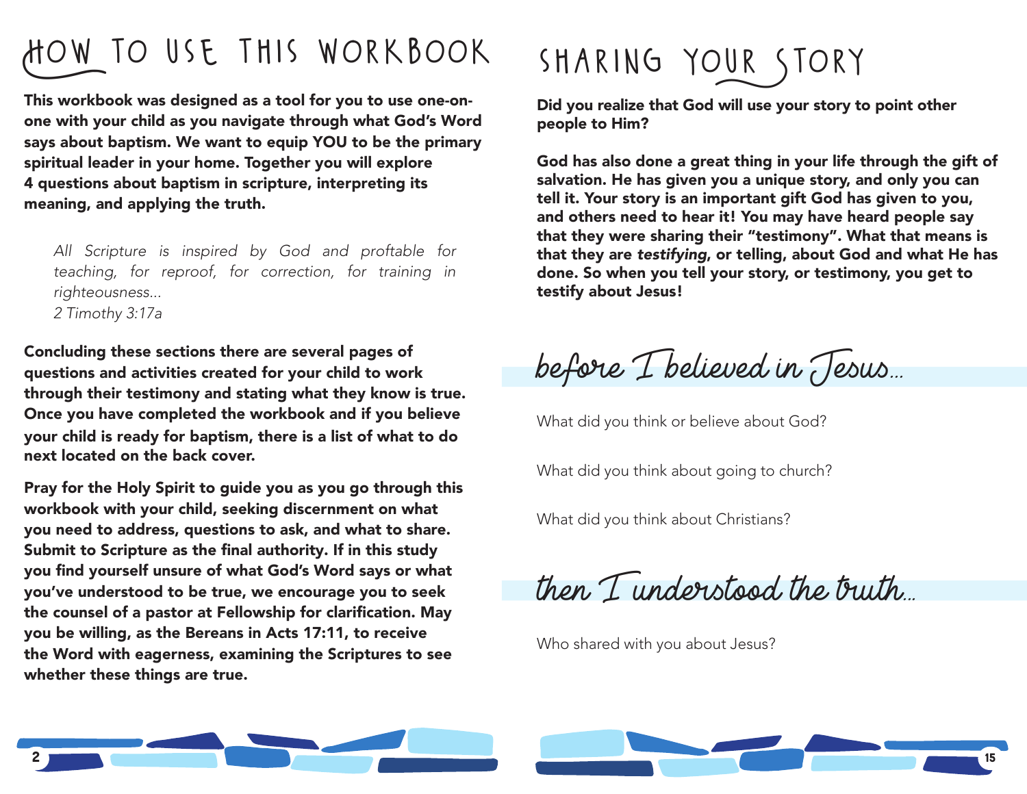# HOW TO USE THIS WORKBOOK

**This workbook was designed as a tool for you to use one-on-one with your child as you navigate through what God's Word says about baptism. We want to equip YOU to be the primary spiritual leader in your home. Together you will explore 4 questions about baptism in scripture, interpreting its meaning, and applying the truth.**

> *All Scripture is inspired by God and profitable for teaching, for reproof, for correction, for training in righteousness...*
> *2 Timothy 3:17a*

**Concluding these sections there are several pages of questions and activities created for your child to work through their testimony and stating what they know is true. Once you have completed the workbook and if you believe your child is ready for baptism, there is a list of what to do next located on the back cover.**

**Pray for the Holy Spirit to guide you as you go through this workbook with your child, seeking discernment on what you need to address, questions to ask, and what to share. Submit to Scripture as the final authority. If in this study you find yourself unsure of what God's Word says or what you've understood to be true, we encourage you to seek the counsel of a pastor at Fellowship for clarification. May you be willing, as the Bereans in Acts 17:11, to receive the Word with eagerness, examining the Scriptures to see whether these things are true.**

# SHARING YOUR STORY

**Did you realize that God will use your story to point other people to Him?**

**God has also done a great thing in your life through the gift of salvation. He has given you a unique story, and only you can tell it. Your story is an important gift God has given to you, and others need to hear it! You may have heard people say that they were sharing their "testimony". What that means is that they are *testifying*, or telling, about God and what He has done. So when you tell your story, or testimony, you get to testify about Jesus!**

## before I believed in Jesus...

What did you think or believe about God?

What did you think about going to church?

What did you think about Christians?

## then I understood the truth...

Who shared with you about Jesus?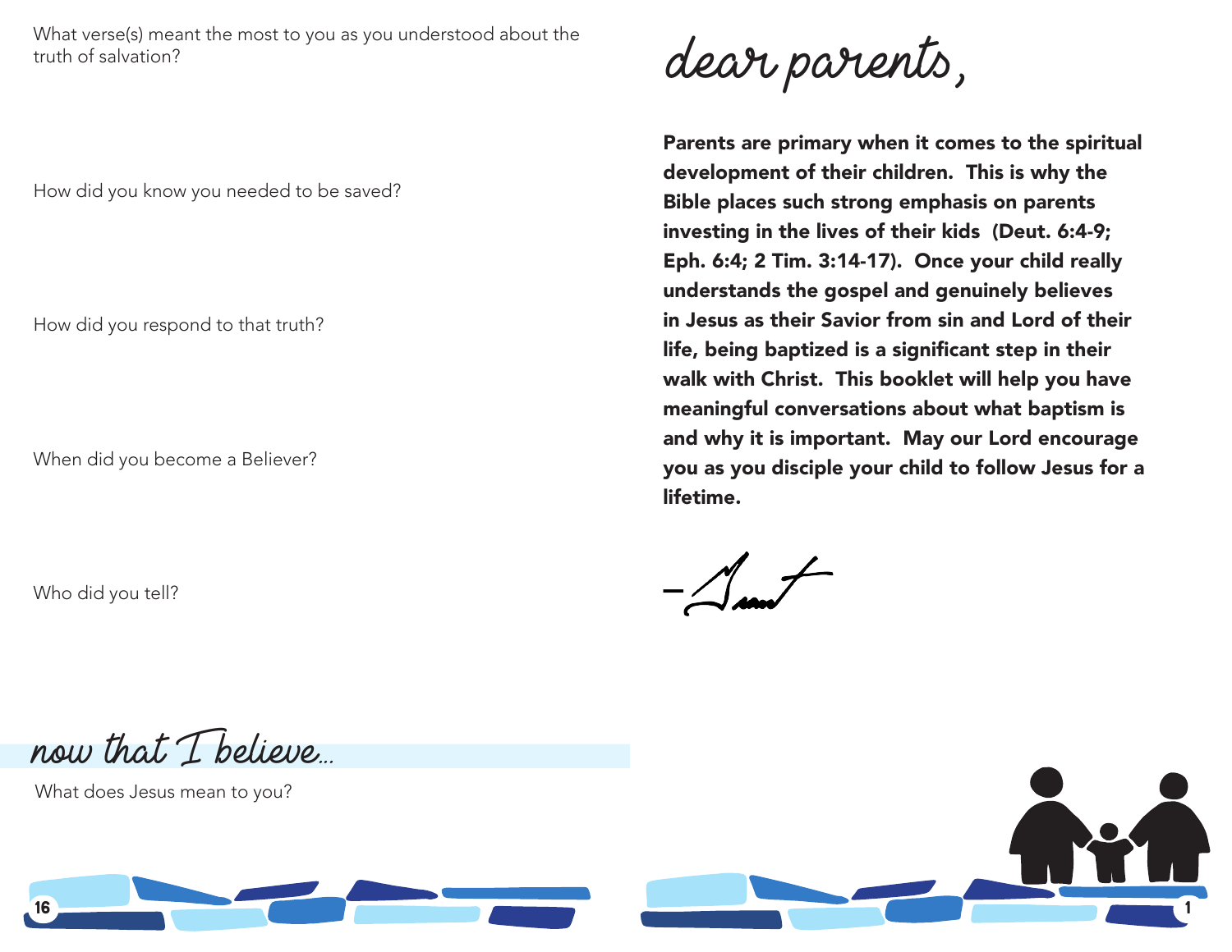What verse(s) meant the most to you as you understood about the truth of salvation?

How did you know you needed to be saved?

How did you respond to that truth?

When did you become a Believer?

Who did you tell?

## now that I believe...

What does Jesus mean to you?

# dear parents,

**Parents are primary when it comes to the spiritual development of their children. This is why the Bible places such strong emphasis on parents investing in the lives of their kids (Deut. 6:4-9; Eph. 6:4; 2 Tim. 3:14-17). Once your child really understands the gospel and genuinely believes in Jesus as their Savior from sin and Lord of their life, being baptized is a significant step in their walk with Christ. This booklet will help you have meaningful conversations about what baptism is and why it is important. May our Lord encourage you as you disciple your child to follow Jesus for a lifetime.**

-Grant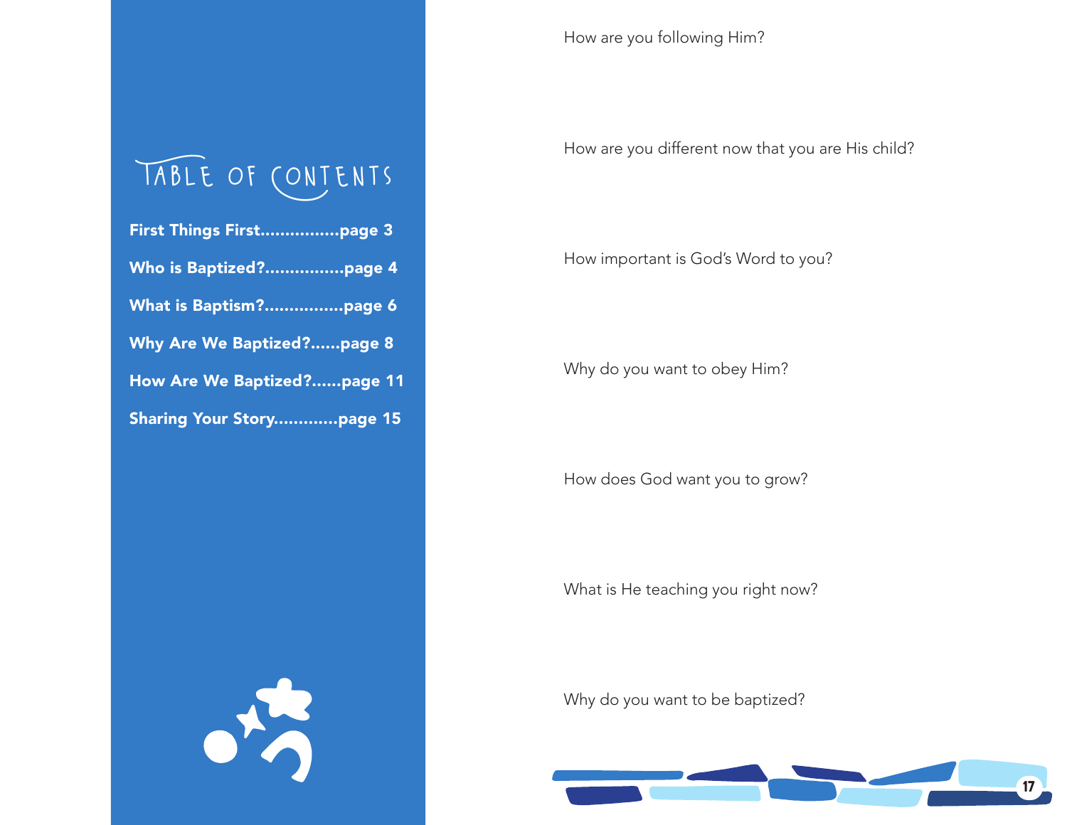# Table of Contents

**First Things First................page 3**

**Who is Baptized?................page 4**

**What is Baptism?................page 6**

**Why Are We Baptized?......page 8**

**How Are We Baptized?......page 11**

**Sharing Your Story.............page 15**

How are you following Him?

How are you different now that you are His child?

How important is God's Word to you?

Why do you want to obey Him?

How does God want you to grow?

What is He teaching you right now?

Why do you want to be baptized?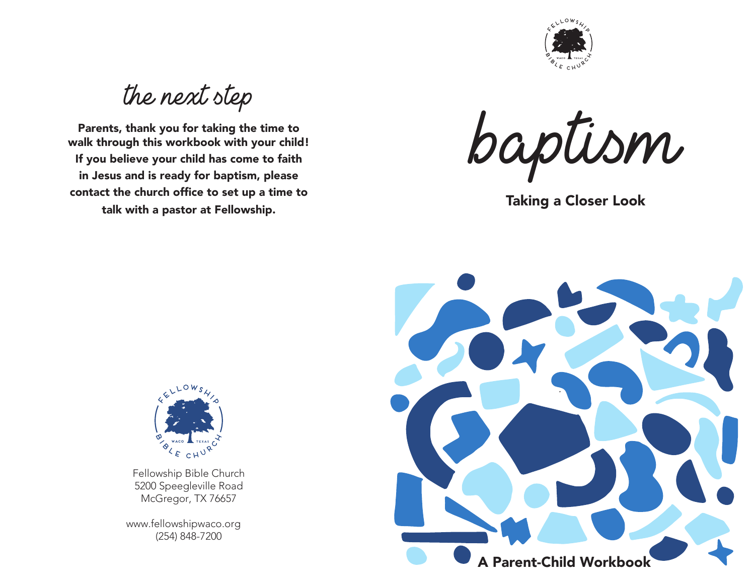## the next step

**Parents, thank you for taking the time to walk through this workbook with your child! If you believe your child has come to faith in Jesus and is ready for baptism, please contact the church office to set up a time to talk with a pastor at Fellowship.**

Fellowship Bible Church
5200 Speegleville Road
McGregor, TX 76657

www.fellowshipwaco.org
(254) 848-7200

# baptism

## Taking a Closer Look

**A Parent-Child Workbook**